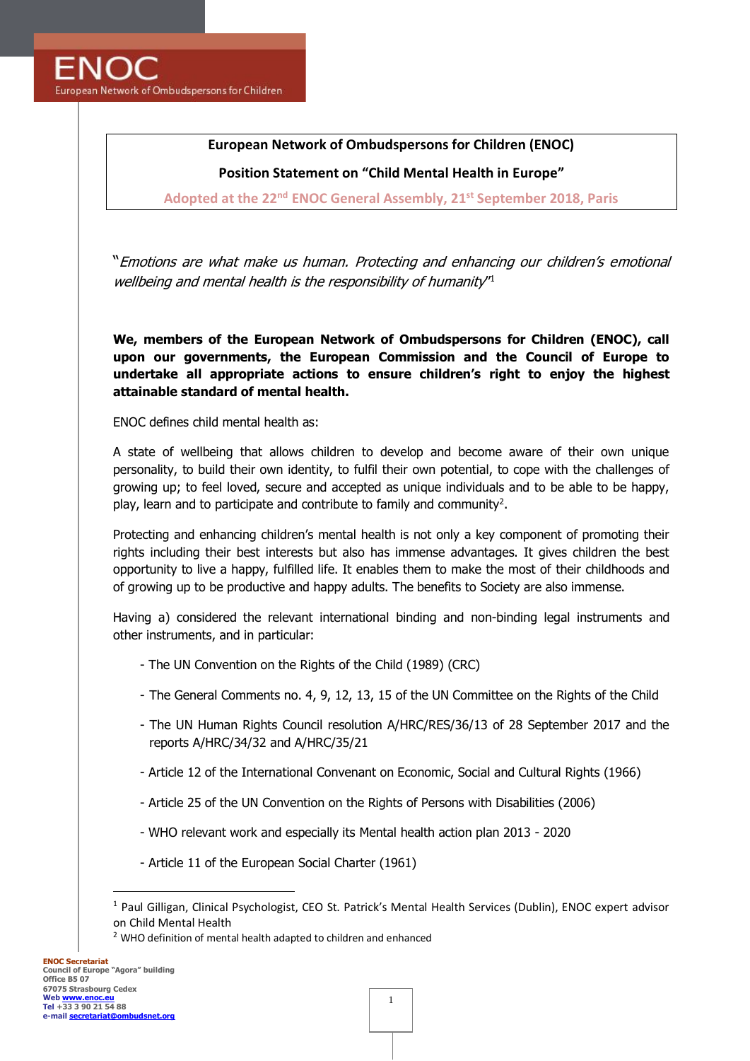**European Network of Ombudspersons for Children (ENOC)**

**Position Statement on "Child Mental Health in Europe"**

Adopted at the 22nd ENOC General Assembly, 21st September 2018, Paris

"*Emotions are what make us human. Protecting and enhancing our children's emotional wellbeing and mental health is the responsibility of humanity*"[1]

**We, members of the European Network of Ombudspersons for Children (ENOC), call upon our governments, the European Commission and the Council of Europe to undertake all appropriate actions to ensure children's right to enjoy the highest attainable standard of mental health.**

ENOC defines child mental health as:

A state of wellbeing that allows children to develop and become aware of their own unique personality, to build their own identity, to fulfil their own potential, to cope with the challenges of growing up; to feel loved, secure and accepted as unique individuals and to be able to be happy, play, learn and to participate and contribute to family and community[2].

Protecting and enhancing children's mental health is not only a key component of promoting their rights including their best interests but also has immense advantages. It gives children the best opportunity to live a happy, fulfilled life. It enables them to make the most of their childhoods and of growing up to be productive and happy adults. The benefits to Society are also immense.

Having a) considered the relevant international binding and non-binding legal instruments and other instruments, and in particular:

- The UN Convention on the Rights of the Child (1989) (CRC)
- The General Comments no. 4, 9, 12, 13, 15 of the UN Committee on the Rights of the Child
- The UN Human Rights Council resolution A/HRC/RES/36/13 of 28 September 2017 and the reports A/HRC/34/32 and A/HRC/35/21
- Article 12 of the International Convenant on Economic, Social and Cultural Rights (1966)
- Article 25 of the UN Convention on the Rights of Persons with Disabilities (2006)
- WHO relevant work and especially its Mental health action plan 2013 - 2020
- Article 11 of the European Social Charter (1961)

---

[1] Paul Gilligan, Clinical Psychologist, CEO St. Patrick's Mental Health Services (Dublin), ENOC expert advisor on Child Mental Health

[2] WHO definition of mental health adapted to children and enhanced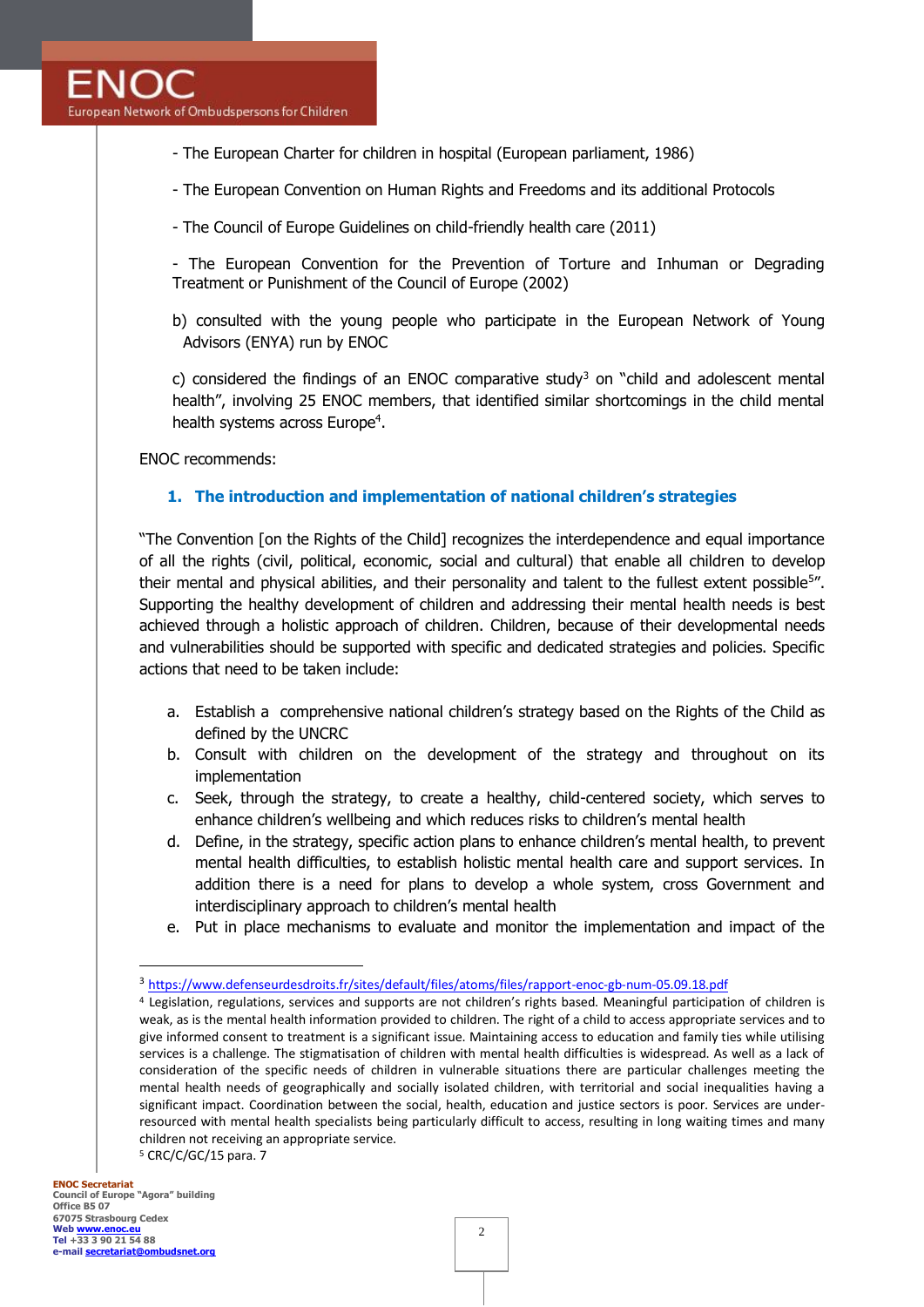- The European Charter for children in hospital (European parliament, 1986)

- The European Convention on Human Rights and Freedoms and its additional Protocols

- The Council of Europe Guidelines on child-friendly health care (2011)

- The European Convention for the Prevention of Torture and Inhuman or Degrading Treatment or Punishment of the Council of Europe (2002)

b) consulted with the young people who participate in the European Network of Young Advisors (ENYA) run by ENOC

c) considered the findings of an ENOC comparative study[3] on "child and adolescent mental health", involving 25 ENOC members, that identified similar shortcomings in the child mental health systems across Europe[4].

ENOC recommends:

## 1. The introduction and implementation of national children's strategies

"The Convention [on the Rights of the Child] recognizes the interdependence and equal importance of all the rights (civil, political, economic, social and cultural) that enable all children to develop their mental and physical abilities, and their personality and talent to the fullest extent possible[5]". Supporting the healthy development of children and addressing their mental health needs is best achieved through a holistic approach of children. Children, because of their developmental needs and vulnerabilities should be supported with specific and dedicated strategies and policies. Specific actions that need to be taken include:

a. Establish a comprehensive national children's strategy based on the Rights of the Child as defined by the UNCRC
b. Consult with children on the development of the strategy and throughout on its implementation
c. Seek, through the strategy, to create a healthy, child-centered society, which serves to enhance children's wellbeing and which reduces risks to children's mental health
d. Define, in the strategy, specific action plans to enhance children's mental health, to prevent mental health difficulties, to establish holistic mental health care and support services. In addition there is a need for plans to develop a whole system, cross Government and interdisciplinary approach to children's mental health
e. Put in place mechanisms to evaluate and monitor the implementation and impact of the

---

[3] https://www.defenseurdesdroits.fr/sites/default/files/atoms/files/rapport-enoc-gb-num-05.09.18.pdf

[4] Legislation, regulations, services and supports are not children's rights based. Meaningful participation of children is weak, as is the mental health information provided to children. The right of a child to access appropriate services and to give informed consent to treatment is a significant issue. Maintaining access to education and family ties while utilising services is a challenge. The stigmatisation of children with mental health difficulties is widespread. As well as a lack of consideration of the specific needs of children in vulnerable situations there are particular challenges meeting the mental health needs of geographically and socially isolated children, with territorial and social inequalities having a significant impact. Coordination between the social, health, education and justice sectors is poor. Services are under-resourced with mental health specialists being particularly difficult to access, resulting in long waiting times and many children not receiving an appropriate service.

[5] CRC/C/GC/15 para. 7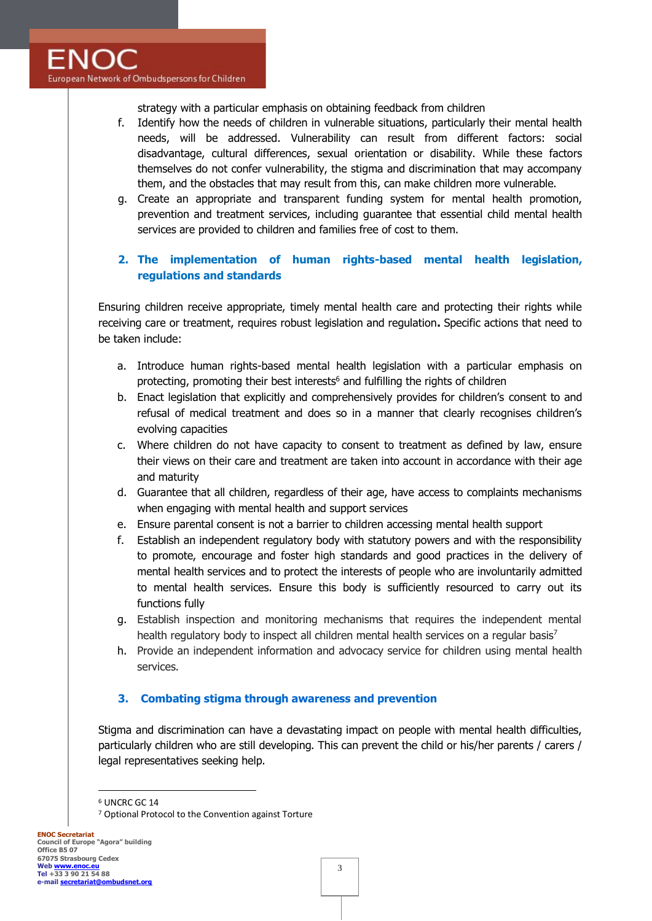strategy with a particular emphasis on obtaining feedback from children

f. Identify how the needs of children in vulnerable situations, particularly their mental health needs, will be addressed. Vulnerability can result from different factors: social disadvantage, cultural differences, sexual orientation or disability. While these factors themselves do not confer vulnerability, the stigma and discrimination that may accompany them, and the obstacles that may result from this, can make children more vulnerable.
g. Create an appropriate and transparent funding system for mental health promotion, prevention and treatment services, including guarantee that essential child mental health services are provided to children and families free of cost to them.

## 2. The implementation of human rights-based mental health legislation, regulations and standards

Ensuring children receive appropriate, timely mental health care and protecting their rights while receiving care or treatment, requires robust legislation and regulation**.** Specific actions that need to be taken include:

a. Introduce human rights-based mental health legislation with a particular emphasis on protecting, promoting their best interests[6] and fulfilling the rights of children
b. Enact legislation that explicitly and comprehensively provides for children's consent to and refusal of medical treatment and does so in a manner that clearly recognises children's evolving capacities
c. Where children do not have capacity to consent to treatment as defined by law, ensure their views on their care and treatment are taken into account in accordance with their age and maturity
d. Guarantee that all children, regardless of their age, have access to complaints mechanisms when engaging with mental health and support services
e. Ensure parental consent is not a barrier to children accessing mental health support
f. Establish an independent regulatory body with statutory powers and with the responsibility to promote, encourage and foster high standards and good practices in the delivery of mental health services and to protect the interests of people who are involuntarily admitted to mental health services. Ensure this body is sufficiently resourced to carry out its functions fully
g. Establish inspection and monitoring mechanisms that requires the independent mental health regulatory body to inspect all children mental health services on a regular basis[7]
h. Provide an independent information and advocacy service for children using mental health services.

## 3. Combating stigma through awareness and prevention

Stigma and discrimination can have a devastating impact on people with mental health difficulties, particularly children who are still developing. This can prevent the child or his/her parents / carers / legal representatives seeking help.

---

[6] UNCRC GC 14

[7] Optional Protocol to the Convention against Torture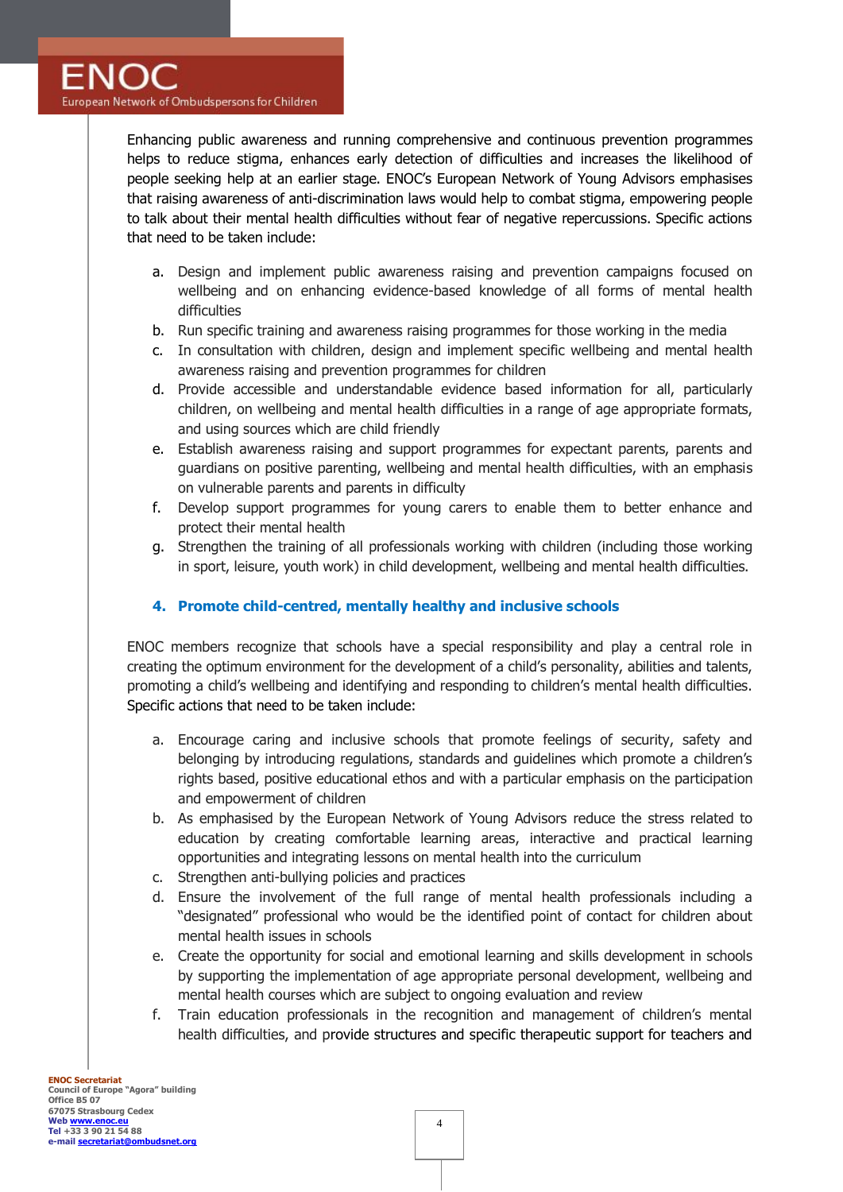Enhancing public awareness and running comprehensive and continuous prevention programmes helps to reduce stigma, enhances early detection of difficulties and increases the likelihood of people seeking help at an earlier stage. ENOC's European Network of Young Advisors emphasises that raising awareness of anti-discrimination laws would help to combat stigma, empowering people to talk about their mental health difficulties without fear of negative repercussions. Specific actions that need to be taken include:

a. Design and implement public awareness raising and prevention campaigns focused on wellbeing and on enhancing evidence-based knowledge of all forms of mental health difficulties
b. Run specific training and awareness raising programmes for those working in the media
c. In consultation with children, design and implement specific wellbeing and mental health awareness raising and prevention programmes for children
d. Provide accessible and understandable evidence based information for all, particularly children, on wellbeing and mental health difficulties in a range of age appropriate formats, and using sources which are child friendly
e. Establish awareness raising and support programmes for expectant parents, parents and guardians on positive parenting, wellbeing and mental health difficulties, with an emphasis on vulnerable parents and parents in difficulty
f. Develop support programmes for young carers to enable them to better enhance and protect their mental health
g. Strengthen the training of all professionals working with children (including those working in sport, leisure, youth work) in child development, wellbeing and mental health difficulties.

## 4. Promote child-centred, mentally healthy and inclusive schools

ENOC members recognize that schools have a special responsibility and play a central role in creating the optimum environment for the development of a child's personality, abilities and talents, promoting a child's wellbeing and identifying and responding to children's mental health difficulties. Specific actions that need to be taken include:

a. Encourage caring and inclusive schools that promote feelings of security, safety and belonging by introducing regulations, standards and guidelines which promote a children's rights based, positive educational ethos and with a particular emphasis on the participation and empowerment of children
b. As emphasised by the European Network of Young Advisors reduce the stress related to education by creating comfortable learning areas, interactive and practical learning opportunities and integrating lessons on mental health into the curriculum
c. Strengthen anti-bullying policies and practices
d. Ensure the involvement of the full range of mental health professionals including a "designated" professional who would be the identified point of contact for children about mental health issues in schools
e. Create the opportunity for social and emotional learning and skills development in schools by supporting the implementation of age appropriate personal development, wellbeing and mental health courses which are subject to ongoing evaluation and review
f. Train education professionals in the recognition and management of children's mental health difficulties, and provide structures and specific therapeutic support for teachers and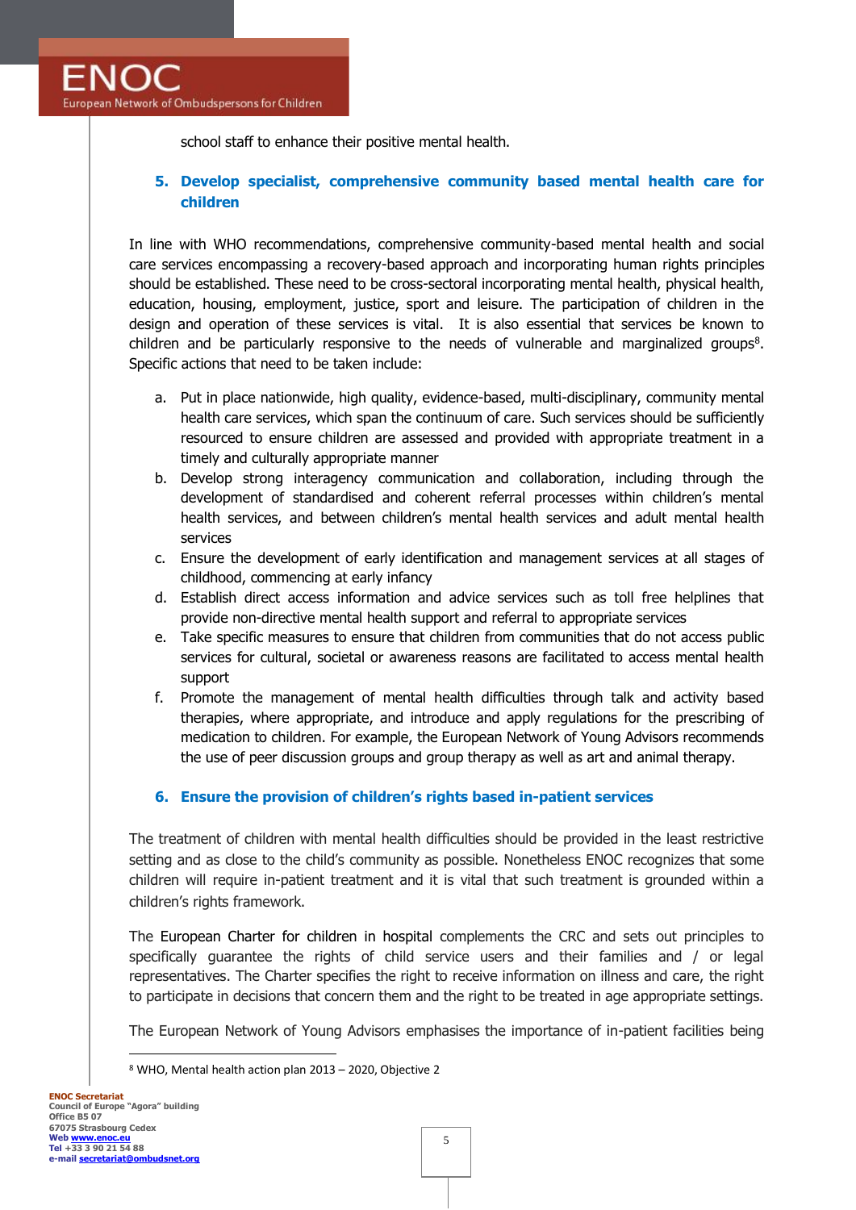school staff to enhance their positive mental health.

## 5. Develop specialist, comprehensive community based mental health care for children

In line with WHO recommendations, comprehensive community-based mental health and social care services encompassing a recovery-based approach and incorporating human rights principles should be established. These need to be cross-sectoral incorporating mental health, physical health, education, housing, employment, justice, sport and leisure. The participation of children in the design and operation of these services is vital. It is also essential that services be known to children and be particularly responsive to the needs of vulnerable and marginalized groups[8]. Specific actions that need to be taken include:

a. Put in place nationwide, high quality, evidence-based, multi-disciplinary, community mental health care services, which span the continuum of care. Such services should be sufficiently resourced to ensure children are assessed and provided with appropriate treatment in a timely and culturally appropriate manner
b. Develop strong interagency communication and collaboration, including through the development of standardised and coherent referral processes within children's mental health services, and between children's mental health services and adult mental health services
c. Ensure the development of early identification and management services at all stages of childhood, commencing at early infancy
d. Establish direct access information and advice services such as toll free helplines that provide non-directive mental health support and referral to appropriate services
e. Take specific measures to ensure that children from communities that do not access public services for cultural, societal or awareness reasons are facilitated to access mental health support
f. Promote the management of mental health difficulties through talk and activity based therapies, where appropriate, and introduce and apply regulations for the prescribing of medication to children. For example, the European Network of Young Advisors recommends the use of peer discussion groups and group therapy as well as art and animal therapy.

## 6. Ensure the provision of children's rights based in-patient services

The treatment of children with mental health difficulties should be provided in the least restrictive setting and as close to the child's community as possible. Nonetheless ENOC recognizes that some children will require in-patient treatment and it is vital that such treatment is grounded within a children's rights framework.

The European Charter for children in hospital complements the CRC and sets out principles to specifically guarantee the rights of child service users and their families and / or legal representatives. The Charter specifies the right to receive information on illness and care, the right to participate in decisions that concern them and the right to be treated in age appropriate settings.

The European Network of Young Advisors emphasises the importance of in-patient facilities being

---

[8] WHO, Mental health action plan 2013 – 2020, Objective 2

**ENOC Secretariat**
Council of Europe "Agora" building
Office B5 07
67075 Strasbourg Cedex
Web www.enoc.eu
Tel +33 3 90 21 54 88
e-mail secretariat@ombudsnet.org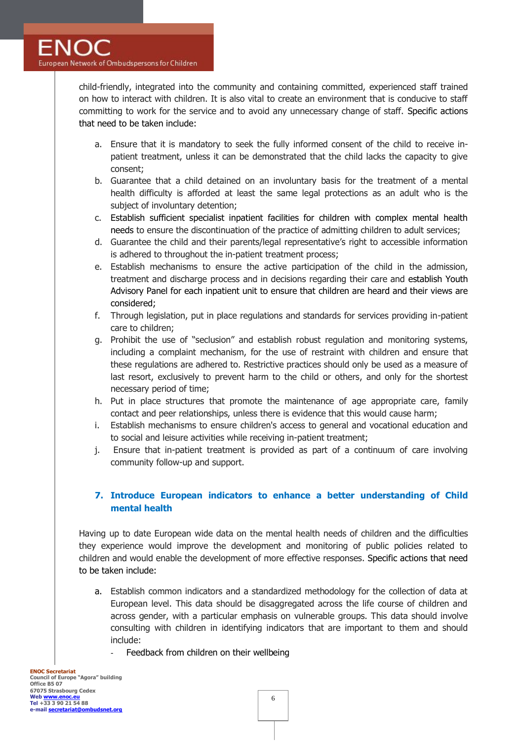child-friendly, integrated into the community and containing committed, experienced staff trained on how to interact with children. It is also vital to create an environment that is conducive to staff committing to work for the service and to avoid any unnecessary change of staff. Specific actions that need to be taken include:

a. Ensure that it is mandatory to seek the fully informed consent of the child to receive in-patient treatment, unless it can be demonstrated that the child lacks the capacity to give consent;
b. Guarantee that a child detained on an involuntary basis for the treatment of a mental health difficulty is afforded at least the same legal protections as an adult who is the subject of involuntary detention;
c. Establish sufficient specialist inpatient facilities for children with complex mental health needs to ensure the discontinuation of the practice of admitting children to adult services;
d. Guarantee the child and their parents/legal representative's right to accessible information is adhered to throughout the in-patient treatment process;
e. Establish mechanisms to ensure the active participation of the child in the admission, treatment and discharge process and in decisions regarding their care and establish Youth Advisory Panel for each inpatient unit to ensure that children are heard and their views are considered;
f. Through legislation, put in place regulations and standards for services providing in-patient care to children;
g. Prohibit the use of "seclusion" and establish robust regulation and monitoring systems, including a complaint mechanism, for the use of restraint with children and ensure that these regulations are adhered to. Restrictive practices should only be used as a measure of last resort, exclusively to prevent harm to the child or others, and only for the shortest necessary period of time;
h. Put in place structures that promote the maintenance of age appropriate care, family contact and peer relationships, unless there is evidence that this would cause harm;
i. Establish mechanisms to ensure children's access to general and vocational education and to social and leisure activities while receiving in-patient treatment;
j. Ensure that in-patient treatment is provided as part of a continuum of care involving community follow-up and support.

## 7. Introduce European indicators to enhance a better understanding of Child mental health

Having up to date European wide data on the mental health needs of children and the difficulties they experience would improve the development and monitoring of public policies related to children and would enable the development of more effective responses. Specific actions that need to be taken include:

a. Establish common indicators and a standardized methodology for the collection of data at European level. This data should be disaggregated across the life course of children and across gender, with a particular emphasis on vulnerable groups. This data should involve consulting with children in identifying indicators that are important to them and should include:
   - Feedback from children on their wellbeing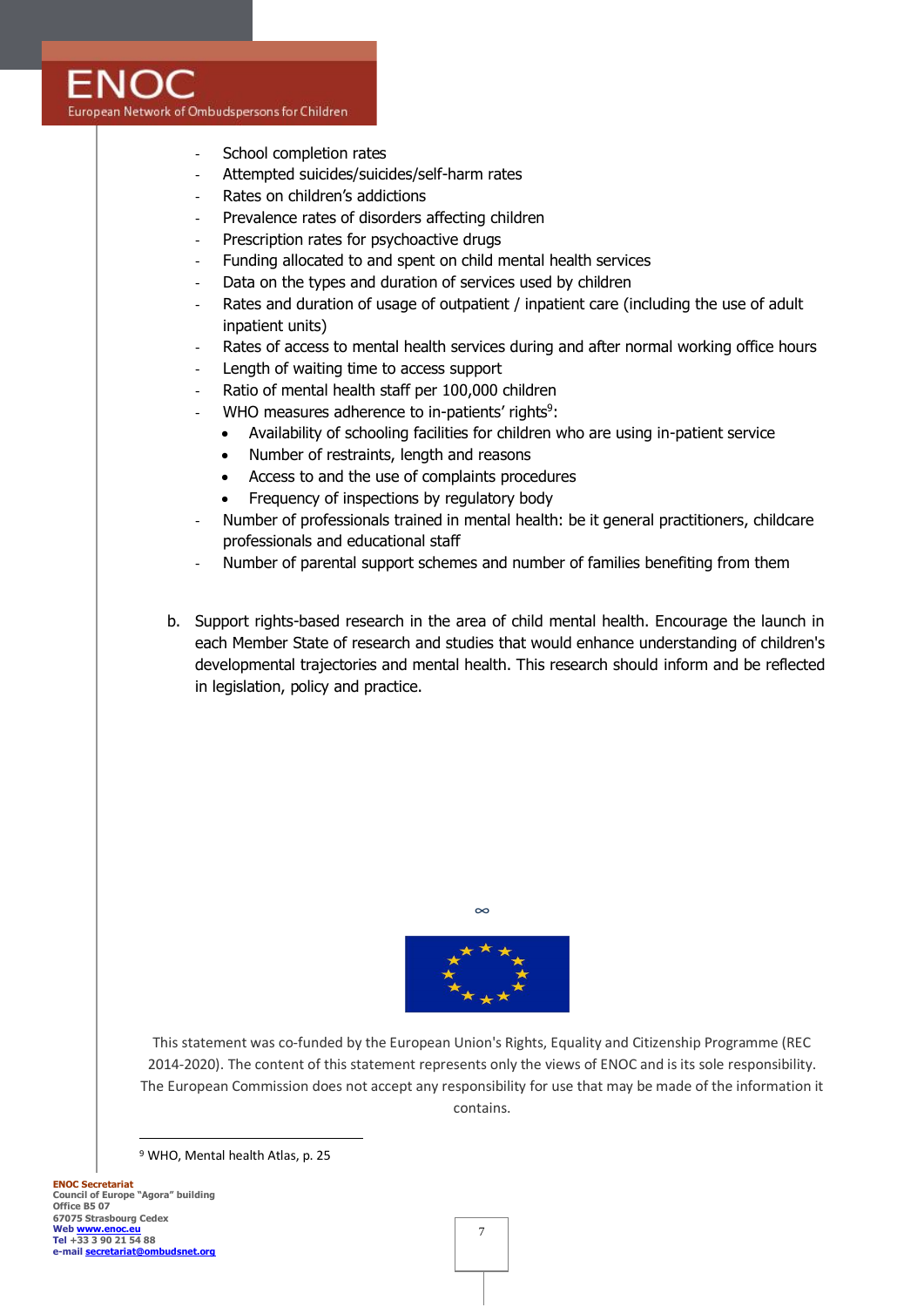- School completion rates
- Attempted suicides/suicides/self-harm rates
- Rates on children's addictions
- Prevalence rates of disorders affecting children
- Prescription rates for psychoactive drugs
- Funding allocated to and spent on child mental health services
- Data on the types and duration of services used by children
- Rates and duration of usage of outpatient / inpatient care (including the use of adult inpatient units)
- Rates of access to mental health services during and after normal working office hours
- Length of waiting time to access support
- Ratio of mental health staff per 100,000 children
- WHO measures adherence to in-patients' rights[9]:
  - Availability of schooling facilities for children who are using in-patient service
  - Number of restraints, length and reasons
  - Access to and the use of complaints procedures
  - Frequency of inspections by regulatory body
- Number of professionals trained in mental health: be it general practitioners, childcare professionals and educational staff
- Number of parental support schemes and number of families benefiting from them

b. Support rights-based research in the area of child mental health. Encourage the launch in each Member State of research and studies that would enhance understanding of children's developmental trajectories and mental health. This research should inform and be reflected in legislation, policy and practice.

∞

This statement was co-funded by the European Union's Rights, Equality and Citizenship Programme (REC 2014-2020). The content of this statement represents only the views of ENOC and is its sole responsibility. The European Commission does not accept any responsibility for use that may be made of the information it contains.

---

[9] WHO, Mental health Atlas, p. 25